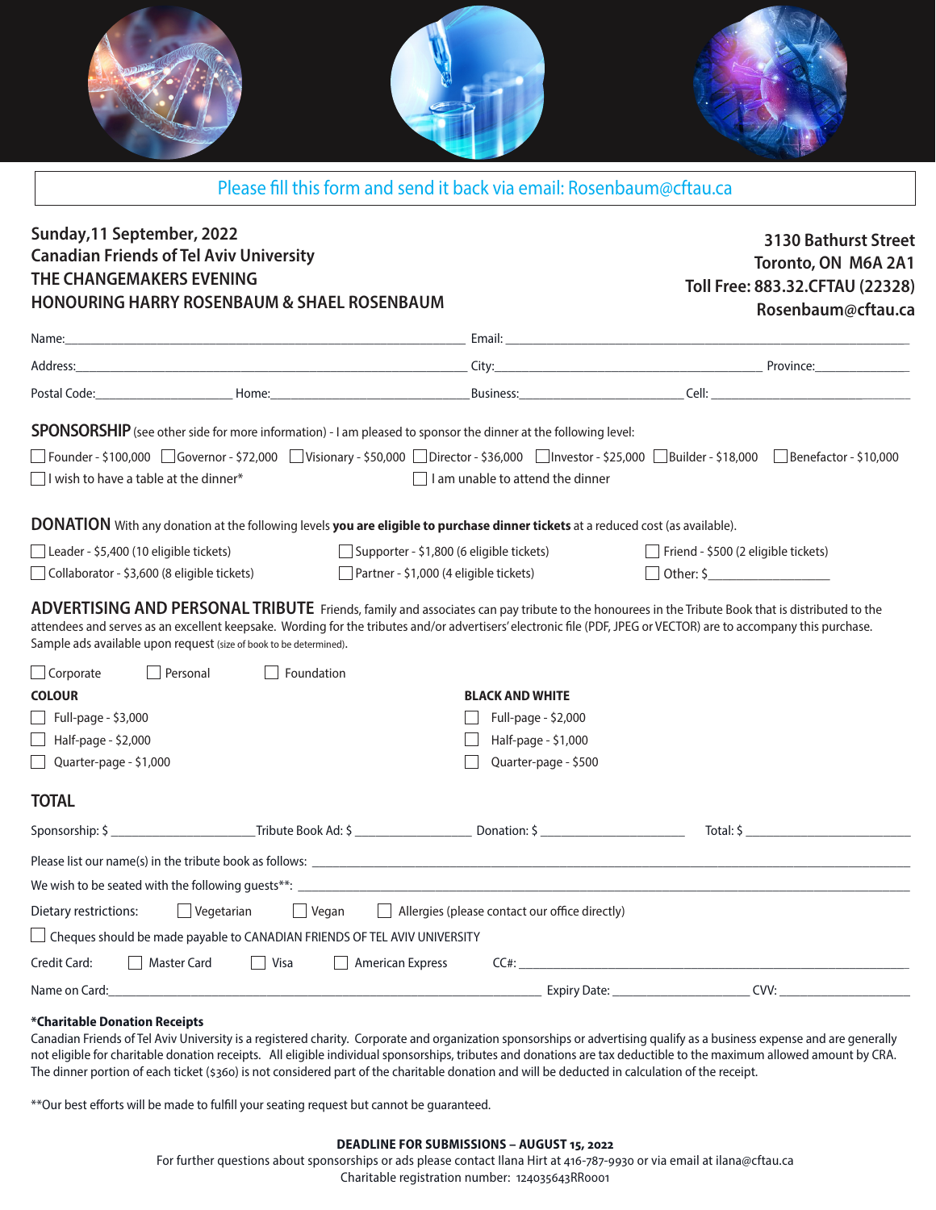Please fill this form and send it back via email: Rosenbaum@cftau.ca

**Sunday,11 September, 2022**
**Canadian Friends of Tel Aviv University**
**THE CHANGEMAKERS EVENING**
**HONOURING HARRY ROSENBAUM & SHAEL ROSENBAUM**

**3130 Bathurst Street**
**Toronto, ON M6A 2A1**
**Toll Free: 883.32.CFTAU (22328)**
**Rosenbaum@cftau.ca**

Name:______________________ Email: ______________________

Address:______________________ City:______________________ Province:______________

Postal Code:____________ Home:____________ Business:____________ Cell: ____________

## SPONSORSHIP

(see other side for more information) - I am pleased to sponsor the dinner at the following level:

☐ Founder - $100,000 ☐ Governor - $72,000 ☐ Visionary - $50,000 ☐ Director - $36,000 ☐ Investor - $25,000 ☐ Builder - $18,000 ☐ Benefactor - $10,000

☐ I wish to have a table at the dinner* ☐ I am unable to attend the dinner

## DONATION

With any donation at the following levels **you are eligible to purchase dinner tickets** at a reduced cost (as available).

☐ Leader - $5,400 (10 eligible tickets)
☐ Collaborator - $3,600 (8 eligible tickets)
☐ Supporter - $1,800 (6 eligible tickets)
☐ Partner - $1,000 (4 eligible tickets)
☐ Friend - $500 (2 eligible tickets)
☐ Other: $________________

## ADVERTISING AND PERSONAL TRIBUTE

Friends, family and associates can pay tribute to the honourees in the Tribute Book that is distributed to the attendees and serves as an excellent keepsake. Wording for the tributes and/or advertisers' electronic file (PDF, JPEG or VECTOR) are to accompany this purchase. Sample ads available upon request (size of book to be determined).

☐ Corporate ☐ Personal ☐ Foundation

**COLOUR**

☐ Full-page - $3,000
☐ Half-page - $2,000
☐ Quarter-page - $1,000

**BLACK AND WHITE**

☐ Full-page - $2,000
☐ Half-page - $1,000
☐ Quarter-page - $500

## TOTAL

Sponsorship: $ ______________ Tribute Book Ad: $ ______________ Donation: $ ______________ Total: $ ______________

Please list our name(s) in the tribute book as follows: ______________________________

We wish to be seated with the following guests**: ______________________________

Dietary restrictions: ☐ Vegetarian ☐ Vegan ☐ Allergies (please contact our office directly)

☐ Cheques should be made payable to CANADIAN FRIENDS OF TEL AVIV UNIVERSITY

Credit Card: ☐ Master Card ☐ Visa ☐ American Express CC#: ______________________________

Name on Card:______________________________ Expiry Date: ______________ CVV: ______________

**\*Charitable Donation Receipts**

Canadian Friends of Tel Aviv University is a registered charity. Corporate and organization sponsorships or advertising qualify as a business expense and are generally not eligible for charitable donation receipts. All eligible individual sponsorships, tributes and donations are tax deductible to the maximum allowed amount by CRA. The dinner portion of each ticket ($360) is not considered part of the charitable donation and will be deducted in calculation of the receipt.

**Our best efforts will be made to fulfill your seating request but cannot be guaranteed.

**DEADLINE FOR SUBMISSIONS – AUGUST 15, 2022**

For further questions about sponsorships or ads please contact Ilana Hirt at 416-787-9930 or via email at ilana@cftau.ca

Charitable registration number: 124035643RR0001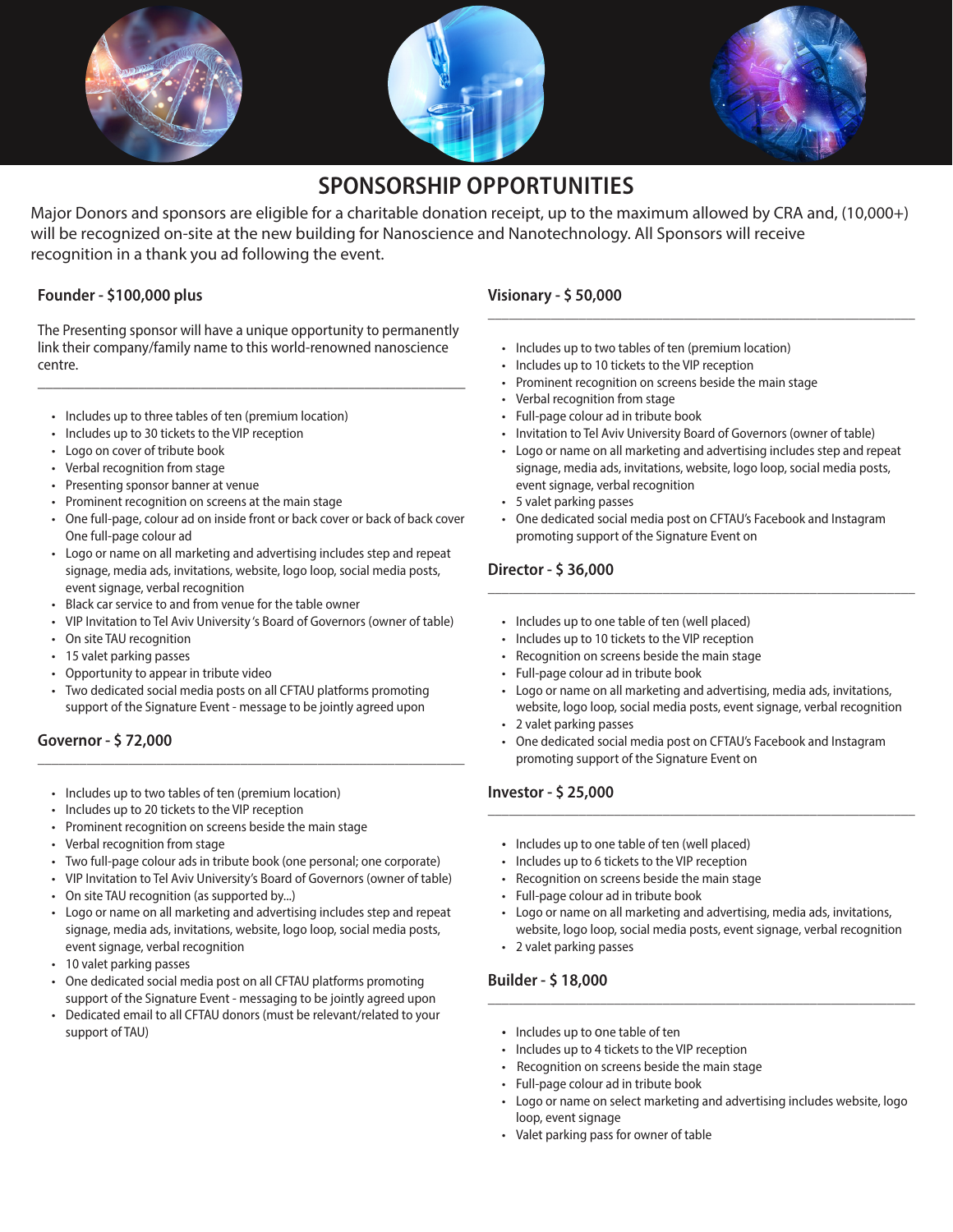# SPONSORSHIP OPPORTUNITIES

Major Donors and sponsors are eligible for a charitable donation receipt, up to the maximum allowed by CRA and, (10,000+) will be recognized on-site at the new building for Nanoscience and Nanotechnology. All Sponsors will receive recognition in a thank you ad following the event.

## Founder - $100,000 plus

The Presenting sponsor will have a unique opportunity to permanently link their company/family name to this world-renowned nanoscience centre.

- Includes up to three tables of ten (premium location)
- Includes up to 30 tickets to the VIP reception
- Logo on cover of tribute book
- Verbal recognition from stage
- Presenting sponsor banner at venue
- Prominent recognition on screens at the main stage
- One full-page, colour ad on inside front or back cover or back of back cover One full-page colour ad
- Logo or name on all marketing and advertising includes step and repeat signage, media ads, invitations, website, logo loop, social media posts, event signage, verbal recognition
- Black car service to and from venue for the table owner
- VIP Invitation to Tel Aviv University 's Board of Governors (owner of table)
- On site TAU recognition
- 15 valet parking passes
- Opportunity to appear in tribute video
- Two dedicated social media posts on all CFTAU platforms promoting support of the Signature Event - message to be jointly agreed upon

## Governor - $ 72,000

- Includes up to two tables of ten (premium location)
- Includes up to 20 tickets to the VIP reception
- Prominent recognition on screens beside the main stage
- Verbal recognition from stage
- Two full-page colour ads in tribute book (one personal; one corporate)
- VIP Invitation to Tel Aviv University's Board of Governors (owner of table)
- On site TAU recognition (as supported by...)
- Logo or name on all marketing and advertising includes step and repeat signage, media ads, invitations, website, logo loop, social media posts, event signage, verbal recognition
- 10 valet parking passes
- One dedicated social media post on all CFTAU platforms promoting support of the Signature Event - messaging to be jointly agreed upon
- Dedicated email to all CFTAU donors (must be relevant/related to your support of TAU)

## Visionary - $ 50,000

- Includes up to two tables of ten (premium location)
- Includes up to 10 tickets to the VIP reception
- Prominent recognition on screens beside the main stage
- Verbal recognition from stage
- Full-page colour ad in tribute book
- Invitation to Tel Aviv University Board of Governors (owner of table)
- Logo or name on all marketing and advertising includes step and repeat signage, media ads, invitations, website, logo loop, social media posts, event signage, verbal recognition
- 5 valet parking passes
- One dedicated social media post on CFTAU's Facebook and Instagram promoting support of the Signature Event on

## Director - $ 36,000

- Includes up to one table of ten (well placed)
- Includes up to 10 tickets to the VIP reception
- Recognition on screens beside the main stage
- Full-page colour ad in tribute book
- Logo or name on all marketing and advertising, media ads, invitations, website, logo loop, social media posts, event signage, verbal recognition
- 2 valet parking passes
- One dedicated social media post on CFTAU's Facebook and Instagram promoting support of the Signature Event on

## Investor - $ 25,000

- Includes up to one table of ten (well placed)
- Includes up to 6 tickets to the VIP reception
- Recognition on screens beside the main stage
- Full-page colour ad in tribute book
- Logo or name on all marketing and advertising, media ads, invitations, website, logo loop, social media posts, event signage, verbal recognition
- 2 valet parking passes

## Builder - $ 18,000

- Includes up to one table of ten
- Includes up to 4 tickets to the VIP reception
- Recognition on screens beside the main stage
- Full-page colour ad in tribute book
- Logo or name on select marketing and advertising includes website, logo loop, event signage
- Valet parking pass for owner of table